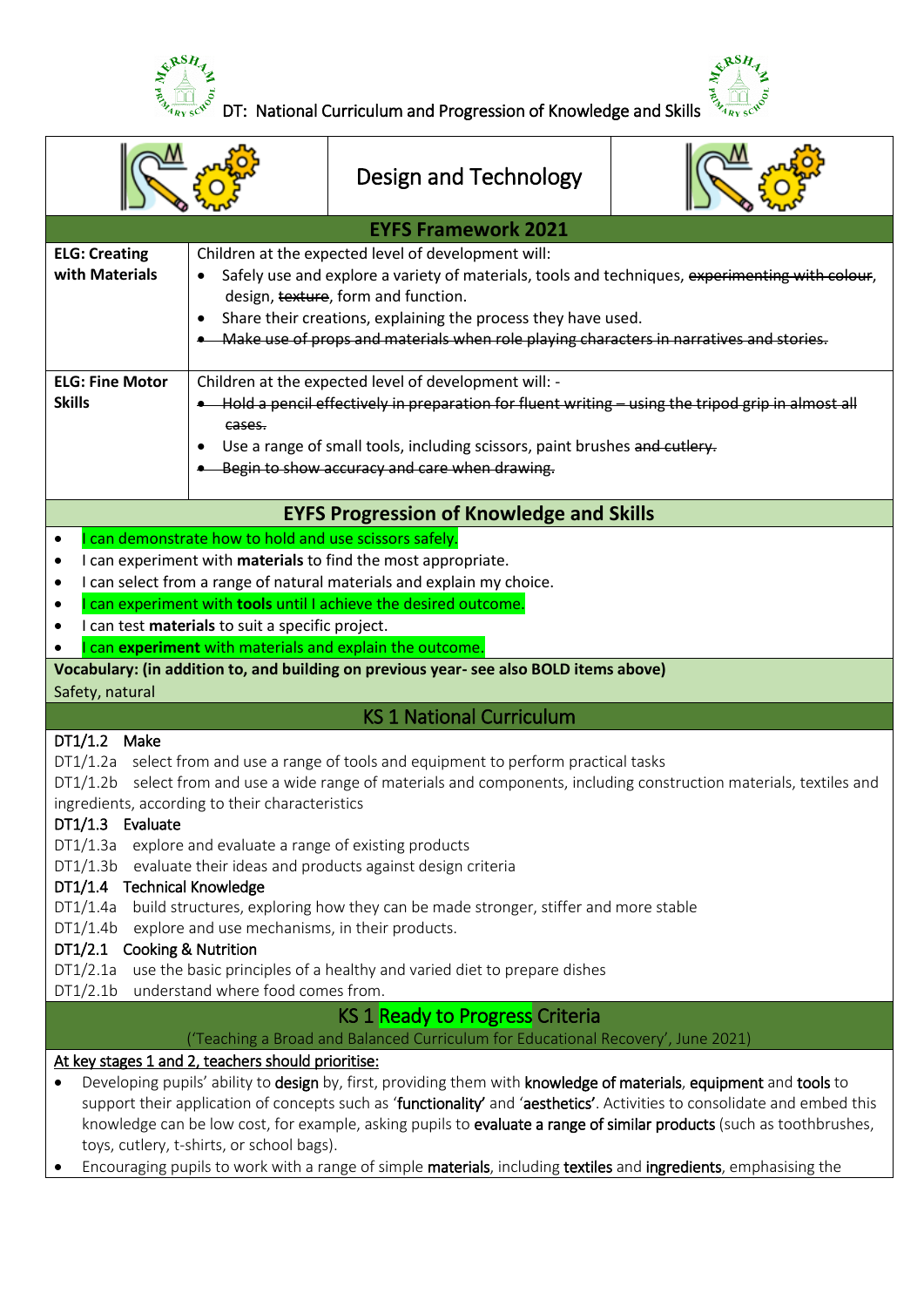# DT: National Curriculum and Progression of Knowledge and Skills

## Design and Technology

### EYFS Framework 2021

| | |
|---|---|
| **ELG: Creating with Materials** | Children at the expected level of development will:<br>• Safely use and explore a variety of materials, tools and techniques, ~~experimenting with colour~~, design, ~~texture~~, form and function.<br>• Share their creations, explaining the process they have used.<br>• ~~Make use of props and materials when role playing characters in narratives and stories.~~ |
| **ELG: Fine Motor Skills** | Children at the expected level of development will: -<br>• ~~Hold a pencil effectively in preparation for fluent writing – using the tripod grip in almost all cases.~~<br>• Use a range of small tools, including scissors, paint brushes ~~and cutlery.~~<br>• ~~Begin to show accuracy and care when drawing.~~ |

### EYFS Progression of Knowledge and Skills

- I can demonstrate how to hold and use scissors safely.
- I can experiment with **materials** to find the most appropriate.
- I can select from a range of natural materials and explain my choice.
- I can experiment with **tools** until I achieve the desired outcome.
- I can test **materials** to suit a specific project.
- I can **experiment** with materials and explain the outcome.

**Vocabulary: (in addition to, and building on previous year- see also BOLD items above)**

Safety, natural

### KS 1 National Curriculum

DT1/1.2 Make

DT1/1.2a select from and use a range of tools and equipment to perform practical tasks

DT1/1.2b select from and use a wide range of materials and components, including construction materials, textiles and ingredients, according to their characteristics

DT1/1.3 Evaluate

DT1/1.3a explore and evaluate a range of existing products

DT1/1.3b evaluate their ideas and products against design criteria

DT1/1.4 Technical Knowledge

DT1/1.4a build structures, exploring how they can be made stronger, stiffer and more stable

DT1/1.4b explore and use mechanisms, in their products.

DT1/2.1 Cooking & Nutrition

DT1/2.1a use the basic principles of a healthy and varied diet to prepare dishes

DT1/2.1b understand where food comes from.

### KS 1 Ready to Progress Criteria

('Teaching a Broad and Balanced Curriculum for Educational Recovery', June 2021)

At key stages 1 and 2, teachers should prioritise:

- Developing pupils' ability to **design** by, first, providing them with **knowledge of materials**, **equipment** and **tools** to support their application of concepts such as '**functionality**' and '**aesthetics**'. Activities to consolidate and embed this knowledge can be low cost, for example, asking pupils to **evaluate a range of similar products** (such as toothbrushes, toys, cutlery, t-shirts, or school bags).
- Encouraging pupils to work with a range of simple **materials**, including **textiles** and **ingredients**, emphasising the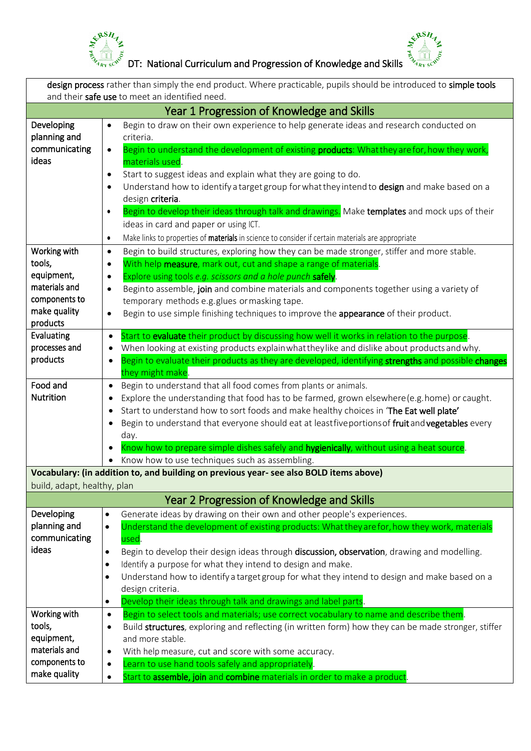design process rather than simply the end product. Where practicable, pupils should be introduced to simple tools and their safe use to meet an identified need.

| Year 1 Progression of Knowledge and Skills | |
|---|---|
| Developing planning and communicating ideas | • Begin to draw on their own experience to help generate ideas and research conducted on criteria.<br>• Begin to understand the development of existing **products**: What they are for, how they work, materials used.<br>• Start to suggest ideas and explain what they are going to do.<br>• Understand how to identify a target group for what they intend to **design** and make based on a design **criteria**.<br>• Begin to develop their ideas through talk and drawings. Make **templates** and mock ups of their ideas in card and paper or using ICT.<br>• Make links to properties of **materials** in science to consider if certain materials are appropriate |
| Working with tools, equipment, materials and components to make quality products | • Begin to build structures, exploring how they can be made stronger, stiffer and more stable.<br>• With help **measure**, mark out, cut and shape a range of materials.<br>• Explore using tools *e.g. scissors and a hole punch* **safely**.<br>• Begin to assemble, **join** and combine materials and components together using a variety of temporary methods e.g. glues or masking tape.<br>• Begin to use simple finishing techniques to improve the **appearance** of their product. |
| Evaluating processes and products | • Start to **evaluate** their product by discussing how well it works in relation to the purpose.<br>• When looking at existing products explain what they like and dislike about products and why.<br>• Begin to evaluate their products as they are developed, identifying **strengths** and possible **changes** they might make. |
| Food and Nutrition | • Begin to understand that all food comes from plants or animals.<br>• Explore the understanding that food has to be farmed, grown elsewhere (e.g. home) or caught.<br>• Start to understand how to sort foods and make healthy choices in '**The Eat well plate'**<br>• Begin to understand that everyone should eat at least five portions of **fruit** and **vegetables** every day.<br>• Know how to prepare simple dishes safely and **hygienically**, without using a heat source.<br>• Know how to use techniques such as assembling. |
| **Vocabulary: (in addition to, and building on previous year- see also BOLD items above)**<br>build, adapt, healthy, plan | |

| Year 2 Progression of Knowledge and Skills | |
|---|---|
| Developing planning and communicating ideas | • Generate ideas by drawing on their own and other people's experiences.<br>• Understand the development of existing products: What they are for, how they work, materials used.<br>• Begin to develop their design ideas through **discussion, observation**, drawing and modelling.<br>• Identify a purpose for what they intend to design and make.<br>• Understand how to identify a target group for what they intend to design and make based on a design criteria.<br>• Develop their ideas through talk and drawings and label parts. |
| Working with tools, equipment, materials and components to make quality | • Begin to select tools and materials; use correct vocabulary to name and describe them.<br>• Build **structures**, exploring and reflecting (in written form) how they can be made stronger, stiffer and more stable.<br>• With help measure, cut and score with some accuracy.<br>• Learn to use hand tools safely and appropriately.<br>• Start to **assemble, join** and **combine** materials in order to make a product. |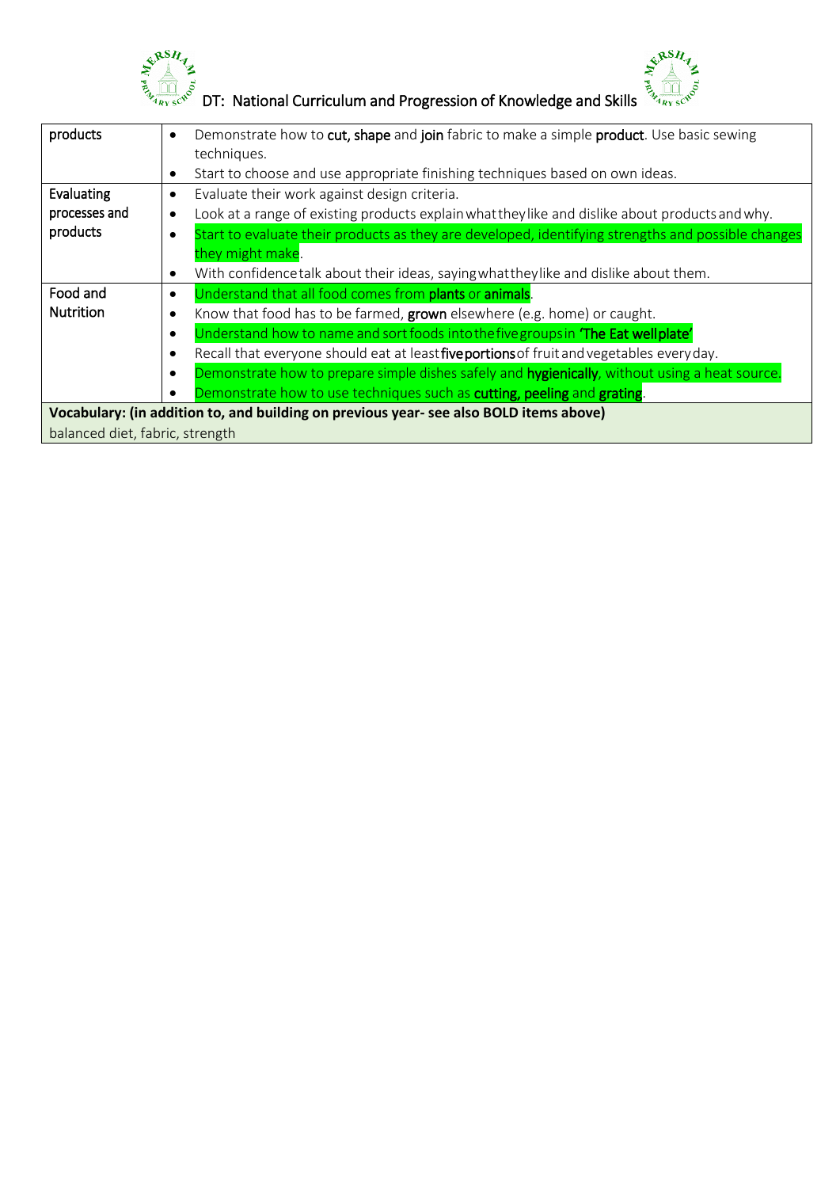| products | • Demonstrate how to **cut, shape** and **join** fabric to make a simple **product**. Use basic sewing techniques.<br>• Start to choose and use appropriate finishing techniques based on own ideas. |
|---|---|
| Evaluating processes and products | • Evaluate their work against design criteria.<br>• Look at a range of existing products explain what they like and dislike about products and why.<br>• Start to evaluate their products as they are developed, identifying strengths and possible changes they might make.<br>• With confidence talk about their ideas, saying what they like and dislike about them. |
| Food and Nutrition | • Understand that all food comes from **plants** or **animals**.<br>• Know that food has to be farmed, **grown** elsewhere (e.g. home) or caught.<br>• Understand how to name and sort foods into the five groups in **'The Eat wellplate'**<br>• Recall that everyone should eat at least **five portions** of fruit and vegetables every day.<br>• Demonstrate how to prepare simple dishes safely and **hygienically**, without using a heat source.<br>• Demonstrate how to use techniques such as **cutting, peeling** and **grating**. |
| **Vocabulary: (in addition to, and building on previous year- see also BOLD items above)** | |
| balanced diet, fabric, strength | |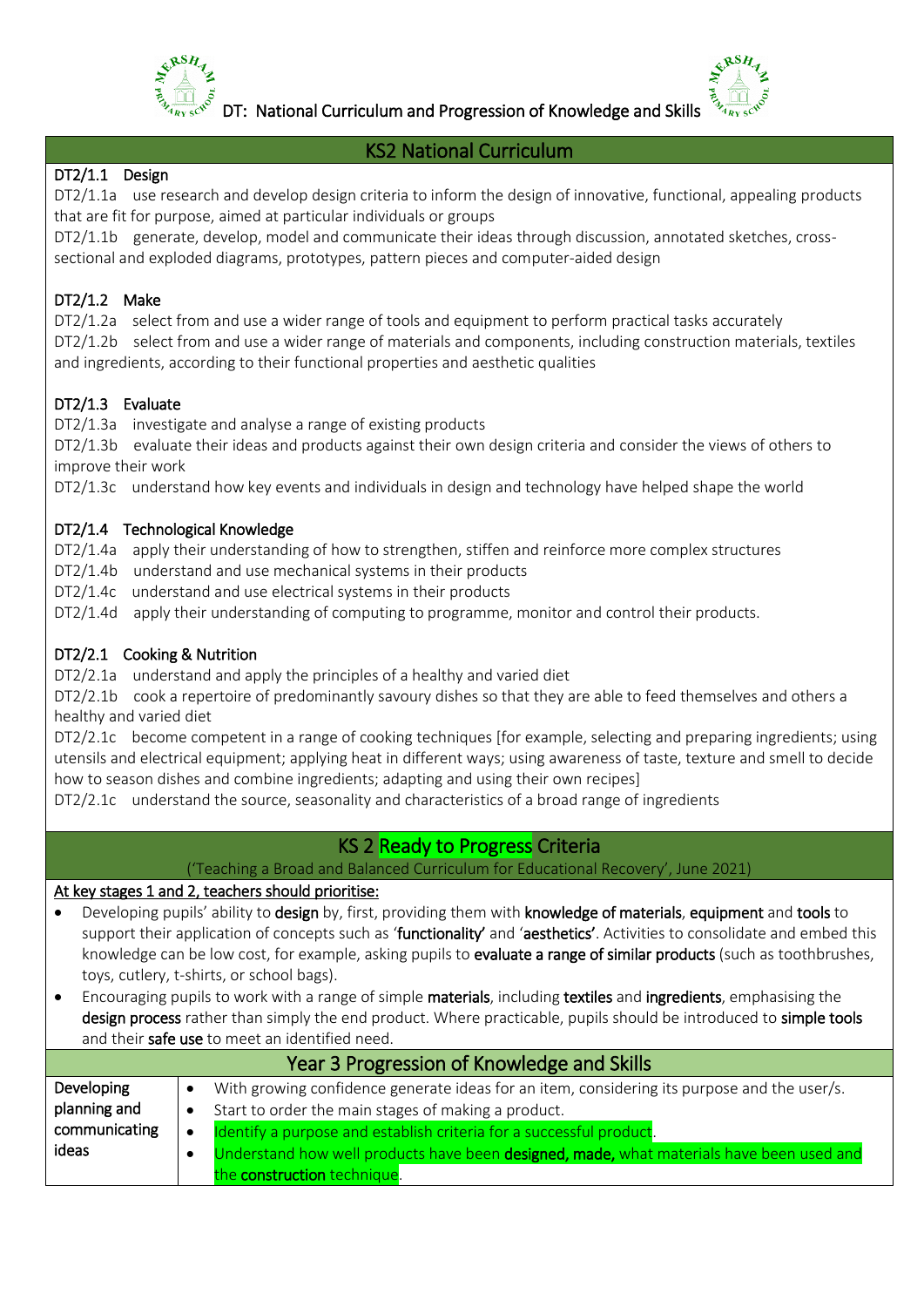DT: National Curriculum and Progression of Knowledge and Skills

## KS2 National Curriculum

**DT2/1.1 Design**

DT2/1.1a use research and develop design criteria to inform the design of innovative, functional, appealing products that are fit for purpose, aimed at particular individuals or groups

DT2/1.1b generate, develop, model and communicate their ideas through discussion, annotated sketches, cross-sectional and exploded diagrams, prototypes, pattern pieces and computer-aided design

**DT2/1.2 Make**

DT2/1.2a select from and use a wider range of tools and equipment to perform practical tasks accurately

DT2/1.2b select from and use a wider range of materials and components, including construction materials, textiles and ingredients, according to their functional properties and aesthetic qualities

**DT2/1.3 Evaluate**

DT2/1.3a investigate and analyse a range of existing products

DT2/1.3b evaluate their ideas and products against their own design criteria and consider the views of others to improve their work

DT2/1.3c understand how key events and individuals in design and technology have helped shape the world

**DT2/1.4 Technological Knowledge**

DT2/1.4a apply their understanding of how to strengthen, stiffen and reinforce more complex structures

DT2/1.4b understand and use mechanical systems in their products

DT2/1.4c understand and use electrical systems in their products

DT2/1.4d apply their understanding of computing to programme, monitor and control their products.

**DT2/2.1 Cooking & Nutrition**

DT2/2.1a understand and apply the principles of a healthy and varied diet

DT2/2.1b cook a repertoire of predominantly savoury dishes so that they are able to feed themselves and others a healthy and varied diet

DT2/2.1c become competent in a range of cooking techniques [for example, selecting and preparing ingredients; using utensils and electrical equipment; applying heat in different ways; using awareness of taste, texture and smell to decide how to season dishes and combine ingredients; adapting and using their own recipes]

DT2/2.1c understand the source, seasonality and characteristics of a broad range of ingredients

## KS 2 Ready to Progress Criteria

('Teaching a Broad and Balanced Curriculum for Educational Recovery', June 2021)

At key stages 1 and 2, teachers should prioritise:

- Developing pupils' ability to **design** by, first, providing them with **knowledge of materials**, **equipment** and **tools** to support their application of concepts such as '**functionality**' and '**aesthetics**'. Activities to consolidate and embed this knowledge can be low cost, for example, asking pupils to **evaluate a range of similar products** (such as toothbrushes, toys, cutlery, t-shirts, or school bags).
- Encouraging pupils to work with a range of simple **materials**, including **textiles** and **ingredients**, emphasising the **design process** rather than simply the end product. Where practicable, pupils should be introduced to **simple tools** and their **safe use** to meet an identified need.

## Year 3 Progression of Knowledge and Skills

| | |
|---|---|
| Developing planning and communicating ideas | • With growing confidence generate ideas for an item, considering its purpose and the user/s.<br>• Start to order the main stages of making a product.<br>• Identify a purpose and establish criteria for a successful product.<br>• Understand how well products have been **designed, made,** what materials have been used and the **construction** technique. |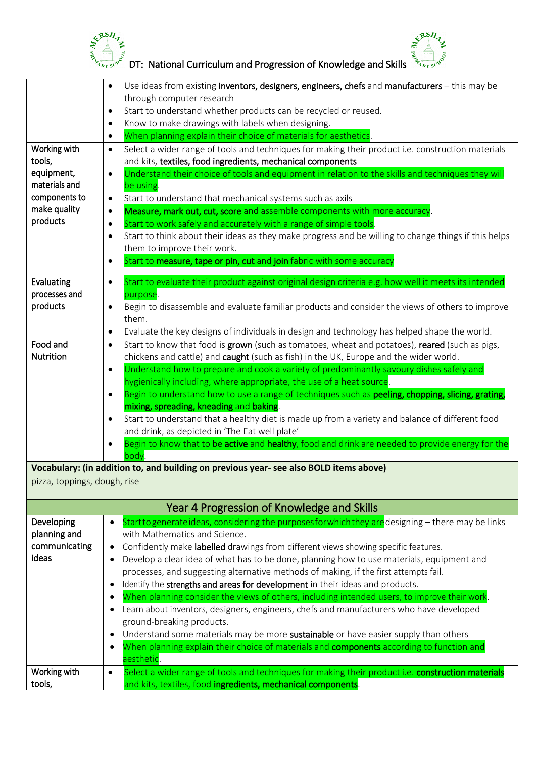# DT: National Curriculum and Progression of Knowledge and Skills

| | |
|---|---|
| | • Use ideas from existing **inventors, designers, engineers, chefs** and **manufacturers** – this may be through computer research<br>• Start to understand whether products can be recycled or reused.<br>• Know to make drawings with labels when designing.<br>• When planning explain their choice of materials for aesthetics. |
| Working with tools, equipment, materials and components to make quality products | • Select a wider range of tools and techniques for making their product i.e. construction materials and kits, **textiles, food ingredients, mechanical components**<br>• Understand their choice of tools and equipment in relation to the skills and techniques they will be using.<br>• Start to understand that mechanical systems such as axils<br>• **Measure, mark out, cut, score** and assemble components with more accuracy.<br>• Start to work safely and accurately with a range of simple tools.<br>• Start to think about their ideas as they make progress and be willing to change things if this helps them to improve their work.<br>• Start to **measure, tape or pin, cut** and **join** fabric with some accuracy |
| Evaluating processes and products | • Start to evaluate their product against original design criteria e.g. how well it meets its intended purpose.<br>• Begin to disassemble and evaluate familiar products and consider the views of others to improve them.<br>• Evaluate the key designs of individuals in design and technology has helped shape the world. |
| Food and Nutrition | • Start to know that food is **grown** (such as tomatoes, wheat and potatoes), **reared** (such as pigs, chickens and cattle) and **caught** (such as fish) in the UK, Europe and the wider world.<br>• Understand how to prepare and cook a variety of predominantly savoury dishes safely and hygienically including, where appropriate, the use of a heat source.<br>• Begin to understand how to use a range of techniques such as **peeling, chopping, slicing, grating, mixing, spreading, kneading** and **baking**.<br>• Start to understand that a healthy diet is made up from a variety and balance of different food and drink, as depicted in 'The Eat well plate'<br>• Begin to know that to be **active** and **healthy**, food and drink are needed to provide energy for the body. |
| **Vocabulary: (in addition to, and building on previous year- see also BOLD items above)**<br>pizza, toppings, dough, rise | |

## Year 4 Progression of Knowledge and Skills

| | |
|---|---|
| Developing planning and communicating ideas | • Start to generate ideas, considering the purposes for which they are designing – there may be links with Mathematics and Science.<br>• Confidently make **labelled** drawings from different views showing specific features.<br>• Develop a clear idea of what has to be done, planning how to use materials, equipment and processes, and suggesting alternative methods of making, if the first attempts fail.<br>• Identify the **strengths and areas for development** in their ideas and products.<br>• When planning consider the views of others, including intended users, to improve their work.<br>• Learn about inventors, designers, engineers, chefs and manufacturers who have developed ground-breaking products.<br>• Understand some materials may be more **sustainable** or have easier supply than others<br>• When planning explain their choice of materials and **components** according to function and aesthetic. |
| Working with tools, | • Select a wider range of tools and techniques for making their product i.e. **construction materials** and kits, textiles, food **ingredients, mechanical components**. |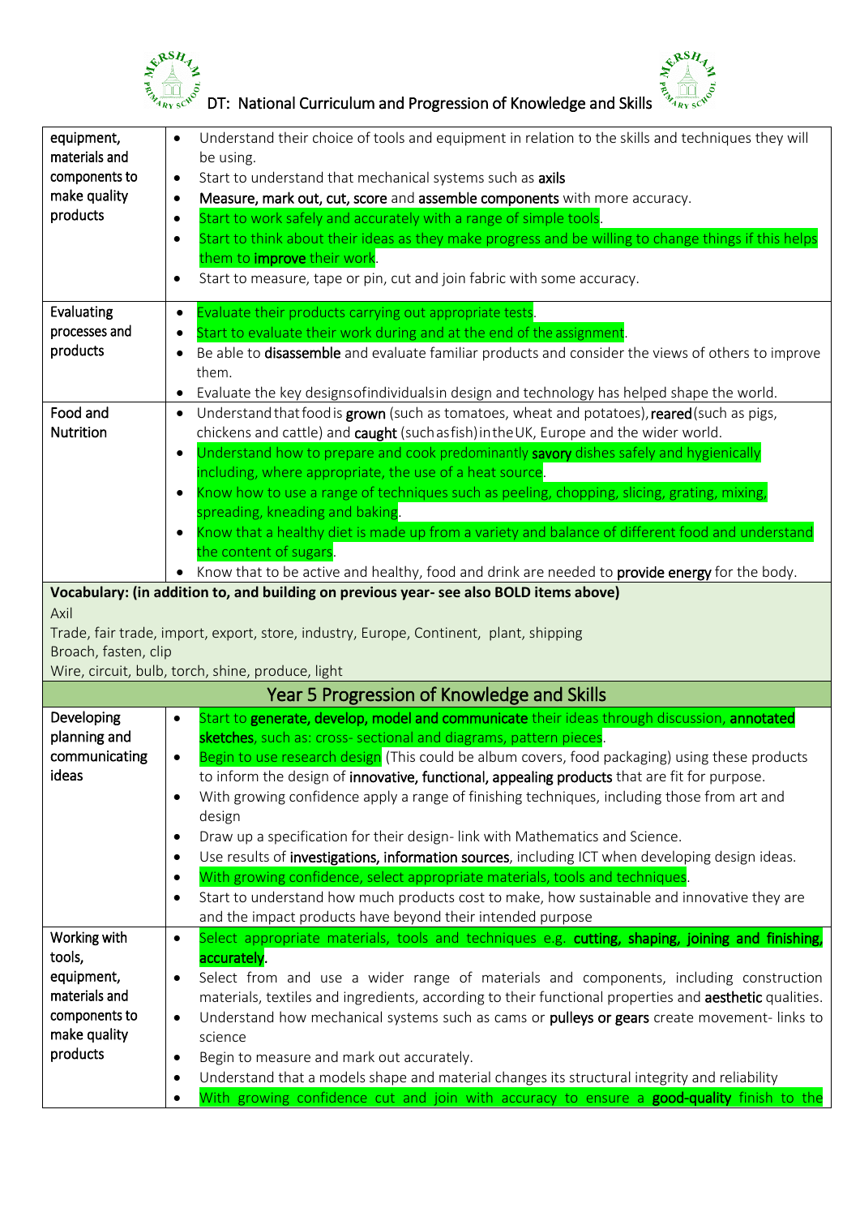| | |
|---|---|
| equipment, materials and components to make quality products | • Understand their choice of tools and equipment in relation to the skills and techniques they will be using.<br>• Start to understand that mechanical systems such as **axils**<br>• **Measure, mark out, cut, score** and **assemble components** with more accuracy.<br>• Start to work safely and accurately with a range of simple tools.<br>• Start to think about their ideas as they make progress and be willing to change things if this helps them to **improve** their work.<br>• Start to measure, tape or pin, cut and join fabric with some accuracy. |
| Evaluating processes and products | • Evaluate their products carrying out appropriate tests.<br>• Start to evaluate their work during and at the end of the assignment.<br>• Be able to **disassemble** and evaluate familiar products and consider the views of others to improve them.<br>• Evaluate the key designsofindividualsin design and technology has helped shape the world. |
| Food and Nutrition | • Understand that food is **grown** (such as tomatoes, wheat and potatoes), **reared** (such as pigs, chickens and cattle) and **caught** (suchasfish)intheUK, Europe and the wider world.<br>• Understand how to prepare and cook predominantly **savory** dishes safely and hygienically including, where appropriate, the use of a heat source.<br>• Know how to use a range of techniques such as peeling, chopping, slicing, grating, mixing, spreading, kneading and baking.<br>• Know that a healthy diet is made up from a variety and balance of different food and understand the content of sugars.<br>• Know that to be active and healthy, food and drink are needed to **provide energy** for the body. |
| **Vocabulary: (in addition to, and building on previous year- see also BOLD items above)**<br>Axil<br>Trade, fair trade, import, export, store, industry, Europe, Continent, plant, shipping<br>Broach, fasten, clip<br>Wire, circuit, bulb, torch, shine, produce, light | |
| **Year 5 Progression of Knowledge and Skills** | |
| Developing planning and communicating ideas | • Start to **generate, develop, model and communicate** their ideas through discussion, **annotated sketches**, such as: cross- sectional and diagrams, pattern pieces.<br>• Begin to use research design (This could be album covers, food packaging) using these products to inform the design of **innovative, functional, appealing products** that are fit for purpose.<br>• With growing confidence apply a range of finishing techniques, including those from art and design<br>• Draw up a specification for their design- link with Mathematics and Science.<br>• Use results of **investigations, information sources**, including ICT when developing design ideas.<br>• With growing confidence, select appropriate materials, tools and techniques.<br>• Start to understand how much products cost to make, how sustainable and innovative they are and the impact products have beyond their intended purpose |
| Working with tools, equipment, materials and components to make quality products | • Select appropriate materials, tools and techniques e.g. **cutting, shaping, joining and finishing, accurately**.<br>• Select from and use a wider range of materials and components, including construction materials, textiles and ingredients, according to their functional properties and **aesthetic** qualities.<br>• Understand how mechanical systems such as cams or **pulleys or gears** create movement- links to science<br>• Begin to measure and mark out accurately.<br>• Understand that a models shape and material changes its structural integrity and reliability<br>• With growing confidence cut and join with accuracy to ensure a **good-quality** finish to the |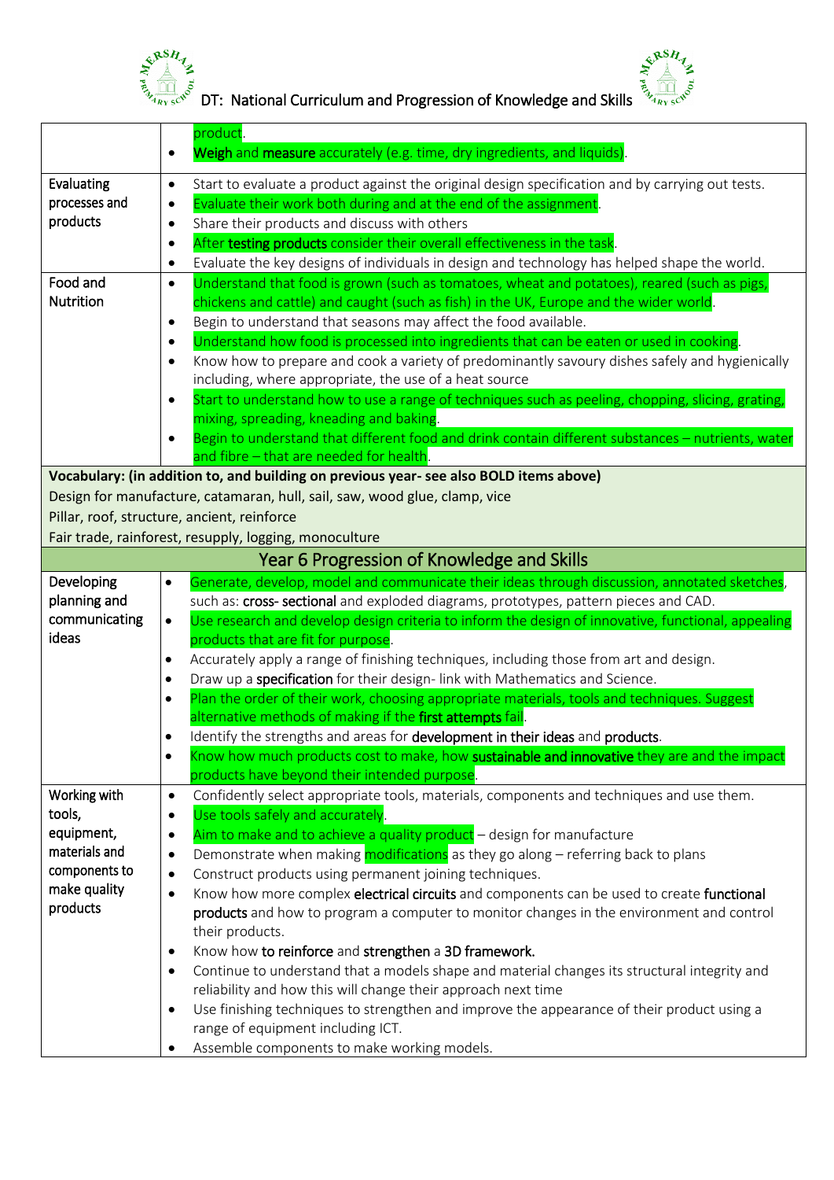# DT: National Curriculum and Progression of Knowledge and Skills

| | |
|---|---|
| | product.<br>• **Weigh** and **measure** accurately (e.g. time, dry ingredients, and liquids). |
| Evaluating processes and products | • Start to evaluate a product against the original design specification and by carrying out tests.<br>• Evaluate their work both during and at the end of the assignment.<br>• Share their products and discuss with others<br>• After **testing products** consider their overall effectiveness in the task.<br>• Evaluate the key designs of individuals in design and technology has helped shape the world. |
| Food and Nutrition | • Understand that food is grown (such as tomatoes, wheat and potatoes), reared (such as pigs, chickens and cattle) and caught (such as fish) in the UK, Europe and the wider world.<br>• Begin to understand that seasons may affect the food available.<br>• Understand how food is processed into ingredients that can be eaten or used in cooking.<br>• Know how to prepare and cook a variety of predominantly savoury dishes safely and hygienically including, where appropriate, the use of a heat source<br>• Start to understand how to use a range of techniques such as peeling, chopping, slicing, grating, mixing, spreading, kneading and baking.<br>• Begin to understand that different food and drink contain different substances – nutrients, water and fibre – that are needed for health. |
| **Vocabulary: (in addition to, and building on previous year- see also BOLD items above)**<br>Design for manufacture, catamaran, hull, sail, saw, wood glue, clamp, vice<br>Pillar, roof, structure, ancient, reinforce<br>Fair trade, rainforest, resupply, logging, monoculture | |
| **Year 6 Progression of Knowledge and Skills** | |
| Developing planning and communicating ideas | • Generate, develop, model and communicate their ideas through discussion, annotated sketches, such as: **cross- sectional** and exploded diagrams, prototypes, pattern pieces and CAD.<br>• Use research and develop design criteria to inform the design of innovative, functional, appealing products that are fit for purpose.<br>• Accurately apply a range of finishing techniques, including those from art and design.<br>• Draw up a **specification** for their design- link with Mathematics and Science.<br>• Plan the order of their work, choosing appropriate materials, tools and techniques. Suggest alternative methods of making if the **first attempts** fail.<br>• Identify the strengths and areas for **development in their ideas** and **products**.<br>• Know how much products cost to make, how **sustainable and innovative** they are and the impact products have beyond their intended purpose. |
| Working with tools, equipment, materials and components to make quality products | • Confidently select appropriate tools, materials, components and techniques and use them.<br>• Use tools safely and accurately.<br>• Aim to make and to achieve a quality product – design for manufacture<br>• Demonstrate when making modifications as they go along – referring back to plans<br>• Construct products using permanent joining techniques.<br>• Know how more complex **electrical circuits** and components can be used to create **functional products** and how to program a computer to monitor changes in the environment and control their products.<br>• Know how **to reinforce** and **strengthen** a **3D framework.**<br>• Continue to understand that a models shape and material changes its structural integrity and reliability and how this will change their approach next time<br>• Use finishing techniques to strengthen and improve the appearance of their product using a range of equipment including ICT.<br>• Assemble components to make working models. |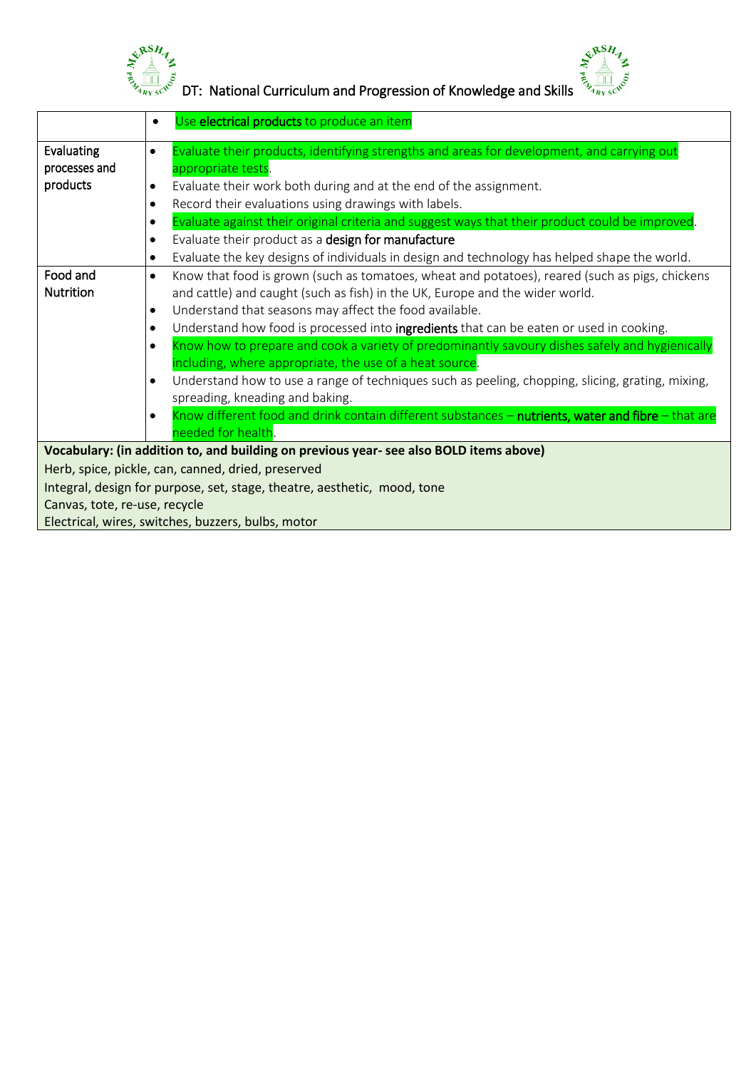| | |
|---|---|
| | • Use **electrical products** to produce an item |
| Evaluating processes and products | • Evaluate their products, identifying strengths and areas for development, and carrying out appropriate tests.<br>• Evaluate their work both during and at the end of the assignment.<br>• Record their evaluations using drawings with labels.<br>• Evaluate against their original criteria and suggest ways that their product could be improved.<br>• Evaluate their product as a **design for manufacture**<br>• Evaluate the key designs of individuals in design and technology has helped shape the world. |
| Food and Nutrition | • Know that food is grown (such as tomatoes, wheat and potatoes), reared (such as pigs, chickens and cattle) and caught (such as fish) in the UK, Europe and the wider world.<br>• Understand that seasons may affect the food available.<br>• Understand how food is processed into **ingredients** that can be eaten or used in cooking.<br>• Know how to prepare and cook a variety of predominantly savoury dishes safely and hygienically including, where appropriate, the use of a heat source.<br>• Understand how to use a range of techniques such as peeling, chopping, slicing, grating, mixing, spreading, kneading and baking.<br>• Know different food and drink contain different substances – **nutrients, water and fibre** – that are needed for health. |

**Vocabulary: (in addition to, and building on previous year- see also BOLD items above)**

Herb, spice, pickle, can, canned, dried, preserved

Integral, design for purpose, set, stage, theatre, aesthetic, mood, tone

Canvas, tote, re-use, recycle

Electrical, wires, switches, buzzers, bulbs, motor